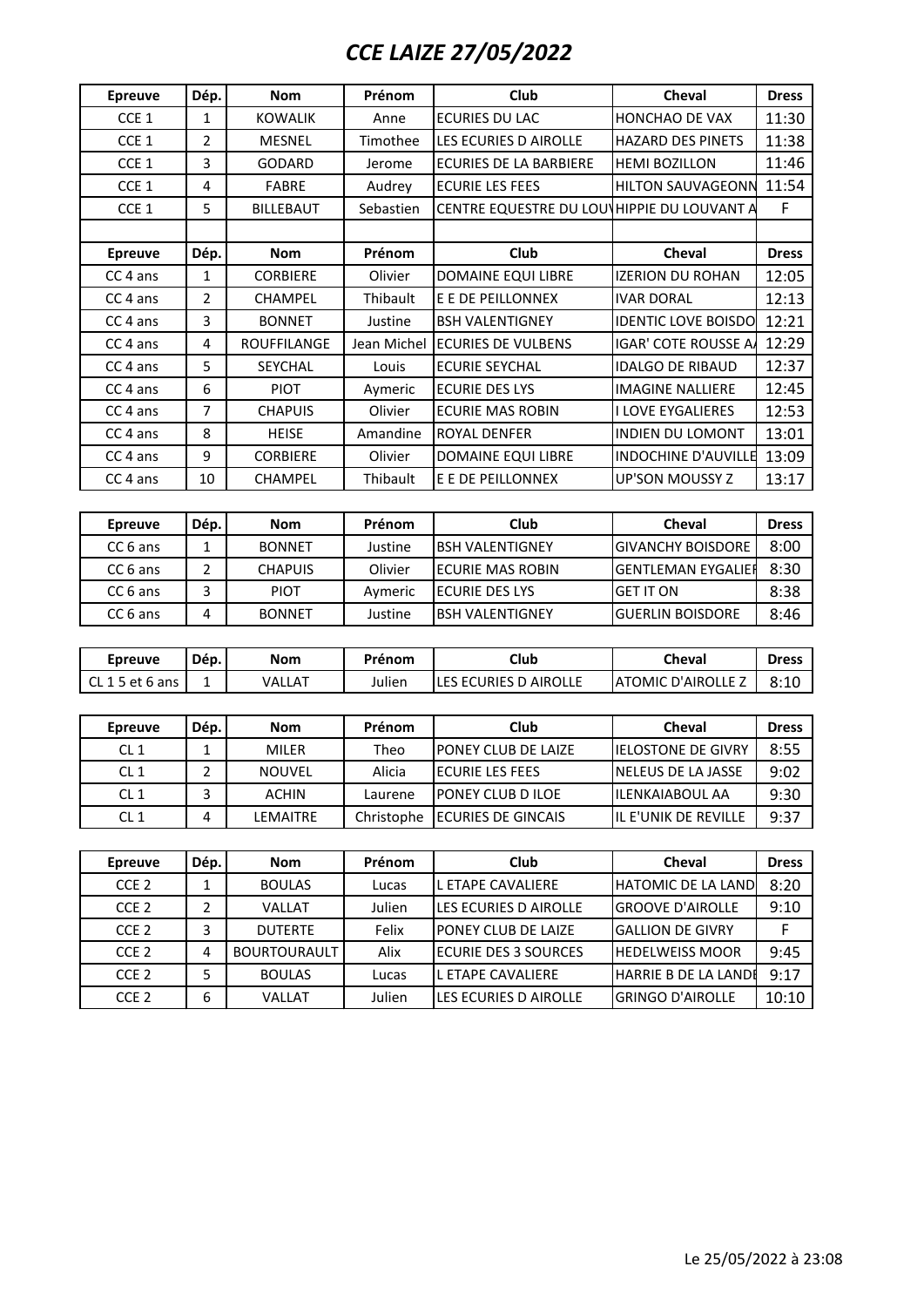# CCE LAIZE 27/05/2022

| Epreuve | Dép. | Nom | Prénom | Club | Cheval | Dress |
|---|---|---|---|---|---|---|
| CCE 1 | 1 | KOWALIK | Anne | ECURIES DU LAC | HONCHAO DE VAX | 11:30 |
| CCE 1 | 2 | MESNEL | Timothee | LES ECURIES D AIROLLE | HAZARD DES PINETS | 11:38 |
| CCE 1 | 3 | GODARD | Jerome | ECURIES DE LA BARBIERE | HEMI BOZILLON | 11:46 |
| CCE 1 | 4 | FABRE | Audrey | ECURIE LES FEES | HILTON SAUVAGEONN | 11:54 |
| CCE 1 | 5 | BILLEBAUT | Sebastien | CENTRE EQUESTRE DU LOU | HIPPIE DU LOUVANT A | F |

| Epreuve | Dép. | Nom | Prénom | Club | Cheval | Dress |
|---|---|---|---|---|---|---|
| CC 4 ans | 1 | CORBIERE | Olivier | DOMAINE EQUI LIBRE | IZERION DU ROHAN | 12:05 |
| CC 4 ans | 2 | CHAMPEL | Thibault | E E DE PEILLONNEX | IVAR DORAL | 12:13 |
| CC 4 ans | 3 | BONNET | Justine | BSH VALENTIGNEY | IDENTIC LOVE BOISDO | 12:21 |
| CC 4 ans | 4 | ROUFFILANGE | Jean Michel | ECURIES DE VULBENS | IGAR' COTE ROUSSE A | 12:29 |
| CC 4 ans | 5 | SEYCHAL | Louis | ECURIE SEYCHAL | IDALGO DE RIBAUD | 12:37 |
| CC 4 ans | 6 | PIOT | Aymeric | ECURIE DES LYS | IMAGINE NALLIERE | 12:45 |
| CC 4 ans | 7 | CHAPUIS | Olivier | ECURIE MAS ROBIN | I LOVE EYGALIERES | 12:53 |
| CC 4 ans | 8 | HEISE | Amandine | ROYAL DENFER | INDIEN DU LOMONT | 13:01 |
| CC 4 ans | 9 | CORBIERE | Olivier | DOMAINE EQUI LIBRE | INDOCHINE D'AUVILLE | 13:09 |
| CC 4 ans | 10 | CHAMPEL | Thibault | E E DE PEILLONNEX | UP'SON MOUSSY Z | 13:17 |

| Epreuve | Dép. | Nom | Prénom | Club | Cheval | Dress |
|---|---|---|---|---|---|---|
| CC 6 ans | 1 | BONNET | Justine | BSH VALENTIGNEY | GIVANCHY BOISDORE | 8:00 |
| CC 6 ans | 2 | CHAPUIS | Olivier | ECURIE MAS ROBIN | GENTLEMAN EYGALIEF | 8:30 |
| CC 6 ans | 3 | PIOT | Aymeric | ECURIE DES LYS | GET IT ON | 8:38 |
| CC 6 ans | 4 | BONNET | Justine | BSH VALENTIGNEY | GUERLIN BOISDORE | 8:46 |

| Epreuve | Dép. | Nom | Prénom | Club | Cheval | Dress |
|---|---|---|---|---|---|---|
| CL 1 5 et 6 ans | 1 | VALLAT | Julien | LES ECURIES D AIROLLE | ATOMIC D'AIROLLE Z | 8:10 |

| Epreuve | Dép. | Nom | Prénom | Club | Cheval | Dress |
|---|---|---|---|---|---|---|
| CL 1 | 1 | MILER | Theo | PONEY CLUB DE LAIZE | IELOSTONE DE GIVRY | 8:55 |
| CL 1 | 2 | NOUVEL | Alicia | ECURIE LES FEES | NELEUS DE LA JASSE | 9:02 |
| CL 1 | 3 | ACHIN | Laurene | PONEY CLUB D ILOE | ILENKAIABOUL AA | 9:30 |
| CL 1 | 4 | LEMAITRE | Christophe | ECURIES DE GINCAIS | IL E'UNIK DE REVILLE | 9:37 |

| Epreuve | Dép. | Nom | Prénom | Club | Cheval | Dress |
|---|---|---|---|---|---|---|
| CCE 2 | 1 | BOULAS | Lucas | L ETAPE CAVALIERE | HATOMIC DE LA LAND | 8:20 |
| CCE 2 | 2 | VALLAT | Julien | LES ECURIES D AIROLLE | GROOVE D'AIROLLE | 9:10 |
| CCE 2 | 3 | DUTERTE | Felix | PONEY CLUB DE LAIZE | GALLION DE GIVRY | F |
| CCE 2 | 4 | BOURTOURAULT | Alix | ECURIE DES 3 SOURCES | HEDELWEISS MOOR | 9:45 |
| CCE 2 | 5 | BOULAS | Lucas | L ETAPE CAVALIERE | HARRIE B DE LA LANDI | 9:17 |
| CCE 2 | 6 | VALLAT | Julien | LES ECURIES D AIROLLE | GRINGO D'AIROLLE | 10:10 |

Le 25/05/2022 à 23:08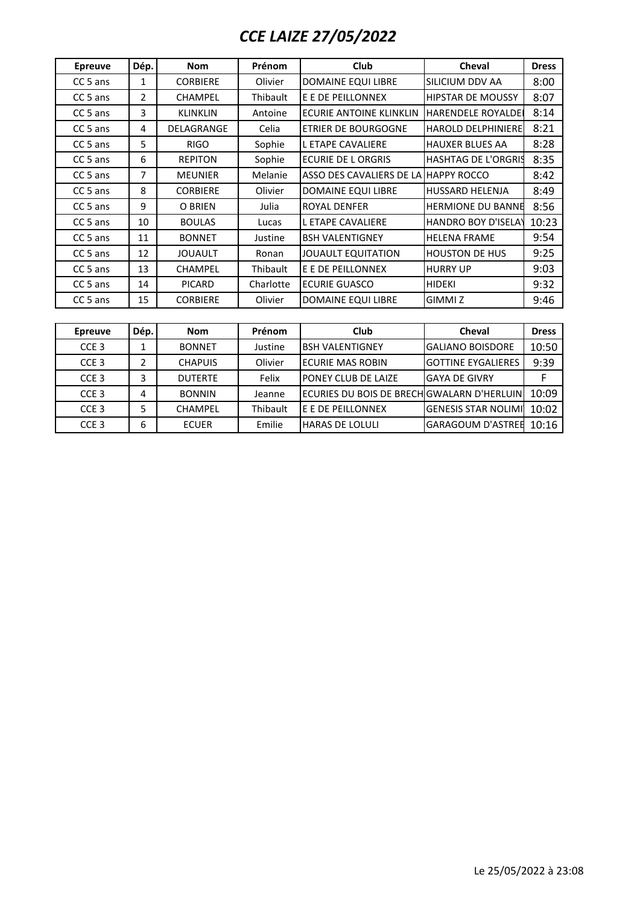# CCE LAIZE 27/05/2022

| Epreuve | Dép. | Nom | Prénom | Club | Cheval | Dress |
|---|---|---|---|---|---|---|
| CC 5 ans | 1 | CORBIERE | Olivier | DOMAINE EQUI LIBRE | SILICIUM DDV AA | 8:00 |
| CC 5 ans | 2 | CHAMPEL | Thibault | E E DE PEILLONNEX | HIPSTAR DE MOUSSY | 8:07 |
| CC 5 ans | 3 | KLINKLIN | Antoine | ECURIE ANTOINE KLINKLIN | HARENDELE ROYALDEI | 8:14 |
| CC 5 ans | 4 | DELAGRANGE | Celia | ETRIER DE BOURGOGNE | HAROLD DELPHINIERE | 8:21 |
| CC 5 ans | 5 | RIGO | Sophie | L ETAPE CAVALIERE | HAUXER BLUES AA | 8:28 |
| CC 5 ans | 6 | REPITON | Sophie | ECURIE DE L ORGRIS | HASHTAG DE L'ORGRIS | 8:35 |
| CC 5 ans | 7 | MEUNIER | Melanie | ASSO DES CAVALIERS DE LA | HAPPY ROCCO | 8:42 |
| CC 5 ans | 8 | CORBIERE | Olivier | DOMAINE EQUI LIBRE | HUSSARD HELENJA | 8:49 |
| CC 5 ans | 9 | O BRIEN | Julia | ROYAL DENFER | HERMIONE DU BANNE | 8:56 |
| CC 5 ans | 10 | BOULAS | Lucas | L ETAPE CAVALIERE | HANDRO BOY D'ISELAY | 10:23 |
| CC 5 ans | 11 | BONNET | Justine | BSH VALENTIGNEY | HELENA FRAME | 9:54 |
| CC 5 ans | 12 | JOUAULT | Ronan | JOUAULT EQUITATION | HOUSTON DE HUS | 9:25 |
| CC 5 ans | 13 | CHAMPEL | Thibault | E E DE PEILLONNEX | HURRY UP | 9:03 |
| CC 5 ans | 14 | PICARD | Charlotte | ECURIE GUASCO | HIDEKI | 9:32 |
| CC 5 ans | 15 | CORBIERE | Olivier | DOMAINE EQUI LIBRE | GIMMI Z | 9:46 |

| Epreuve | Dép. | Nom | Prénom | Club | Cheval | Dress |
|---|---|---|---|---|---|---|
| CCE 3 | 1 | BONNET | Justine | BSH VALENTIGNEY | GALIANO BOISDORE | 10:50 |
| CCE 3 | 2 | CHAPUIS | Olivier | ECURIE MAS ROBIN | GOTTINE EYGALIERES | 9:39 |
| CCE 3 | 3 | DUTERTE | Felix | PONEY CLUB DE LAIZE | GAYA DE GIVRY | F |
| CCE 3 | 4 | BONNIN | Jeanne | ECURIES DU BOIS DE BRECH | GWALARN D'HERLUIN | 10:09 |
| CCE 3 | 5 | CHAMPEL | Thibault | E E DE PEILLONNEX | GENESIS STAR NOLIMI | 10:02 |
| CCE 3 | 6 | ECUER | Emilie | HARAS DE LOLULI | GARAGOUM D'ASTREE | 10:16 |

Le 25/05/2022 à 23:08